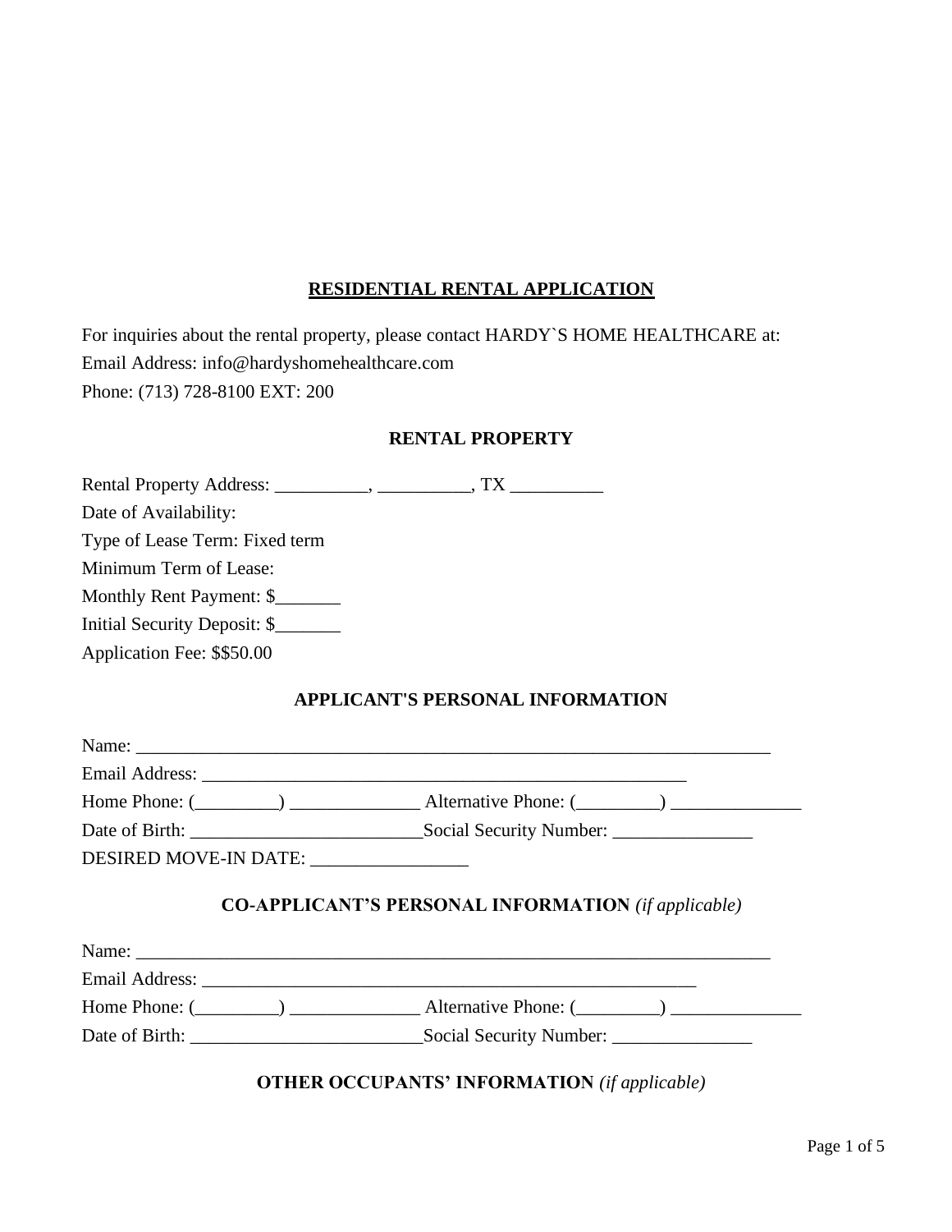# RESIDENTIAL RENTAL APPLICATION

For inquiries about the rental property, please contact HARDY`S HOME HEALTHCARE at:
Email Address: info@hardyshomehealthcare.com
Phone: (713) 728-8100 EXT: 200

## RENTAL PROPERTY

Rental Property Address: __________, __________, TX __________
Date of Availability:
Type of Lease Term: Fixed term
Minimum Term of Lease:
Monthly Rent Payment: $_______
Initial Security Deposit: $_______
Application Fee: $$50.00

## APPLICANT'S PERSONAL INFORMATION

Name: ________________________________________________________________________
Email Address: ______________________________________________________
Home Phone: (_________) ______________ Alternative Phone: (_________) ______________
Date of Birth: _________________________Social Security Number: _______________
DESIRED MOVE-IN DATE: _________________

## CO-APPLICANT'S PERSONAL INFORMATION *(if applicable)*

Name: ________________________________________________________________________
Email Address: _______________________________________________________
Home Phone: (_________) ______________ Alternative Phone: (_________) ______________
Date of Birth: _________________________Social Security Number: _______________

## OTHER OCCUPANTS' INFORMATION *(if applicable)*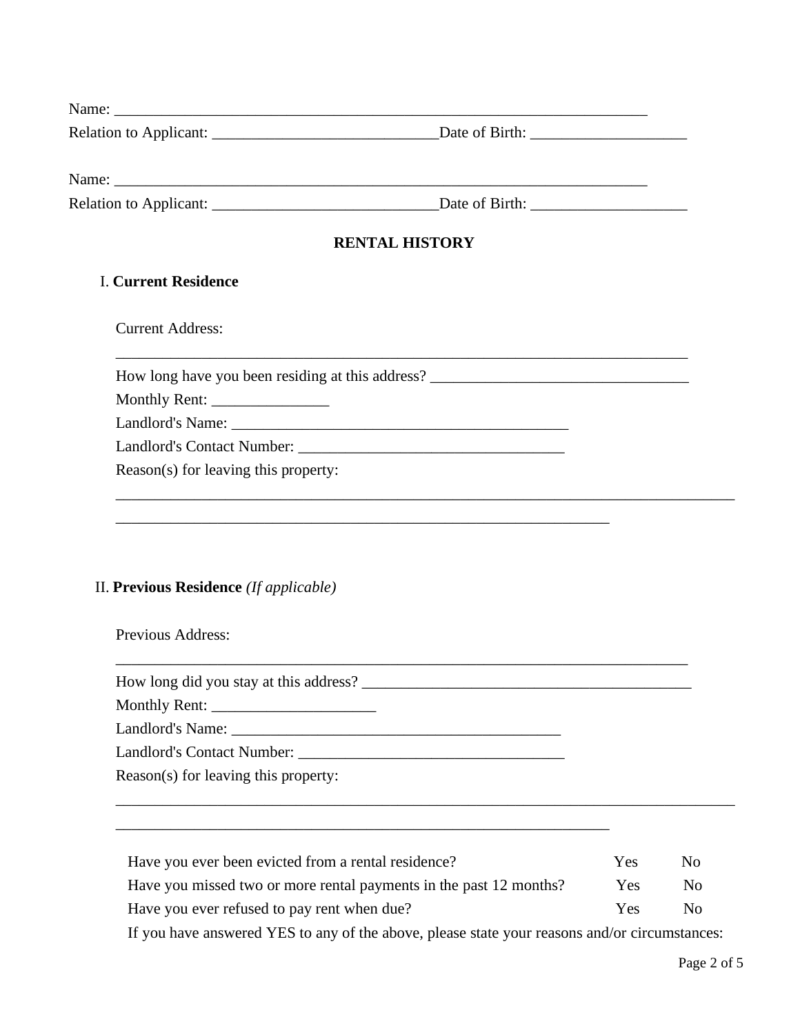Name: ________________________________________________________________________

Relation to Applicant: _____________________________Date of Birth: ____________________

Name: ________________________________________________________________________

Relation to Applicant: _____________________________Date of Birth: ____________________

## RENTAL HISTORY

### I. Current Residence

Current Address:

___________________________________________________________________________

How long have you been residing at this address? __________________________________

Monthly Rent: _______________

Landlord's Name: ____________________________________________

Landlord's Contact Number: __________________________________

Reason(s) for leaving this property:

___________________________________________________________________________________

_________________________________________________________________

### II. Previous Residence *(If applicable)*

Previous Address:

___________________________________________________________________________

How long did you stay at this address? ____________________________________________

Monthly Rent: ______________________

Landlord's Name: ___________________________________________

Landlord's Contact Number: __________________________________

Reason(s) for leaving this property:

___________________________________________________________________________________

_________________________________________________________________

Have you ever been evicted from a rental residence? Yes No

Have you missed two or more rental payments in the past 12 months? Yes No

Have you ever refused to pay rent when due? Yes No

If you have answered YES to any of the above, please state your reasons and/or circumstances: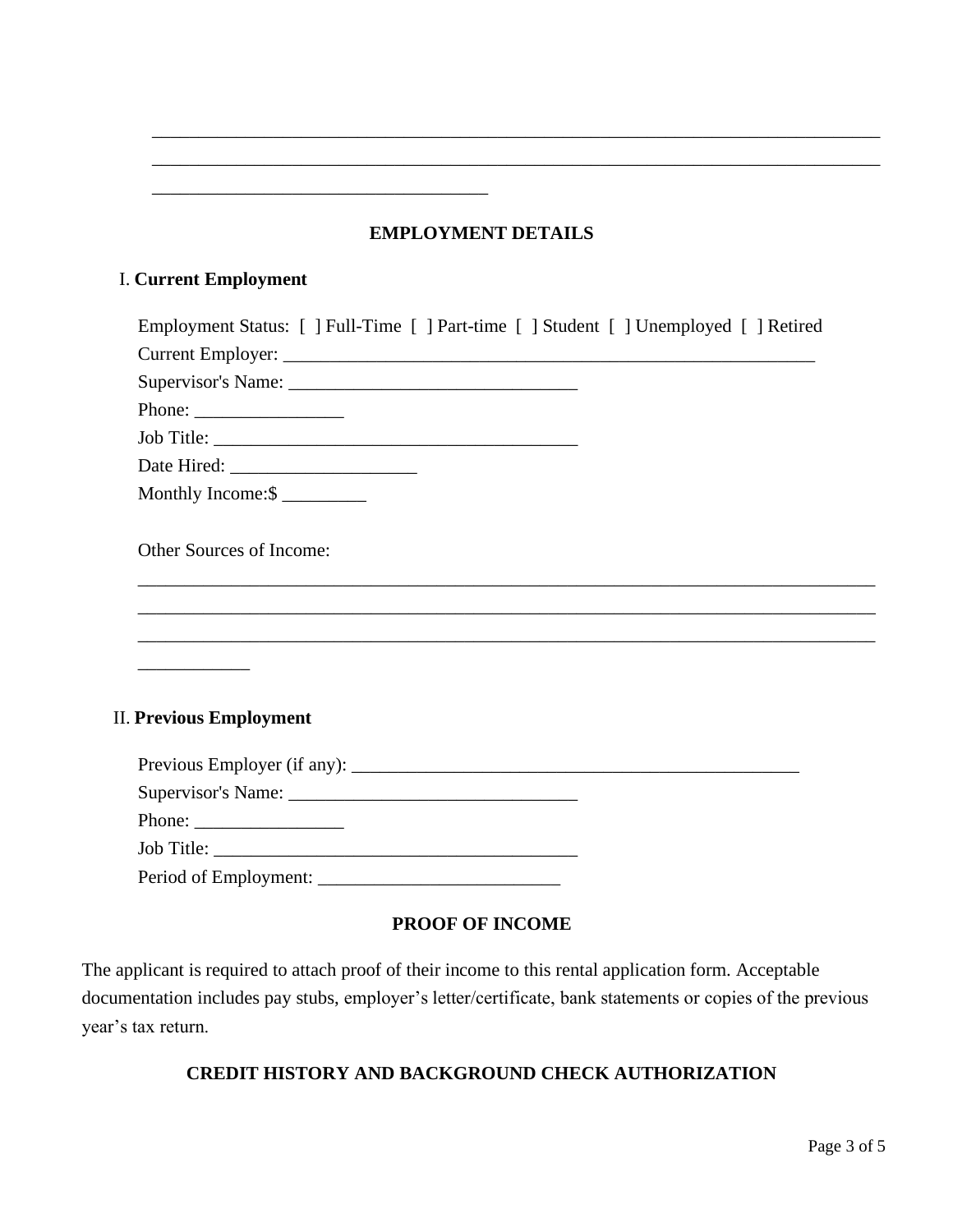\_\_\_\_\_\_\_\_\_\_\_\_\_\_\_\_\_\_\_\_\_\_\_\_\_\_\_\_\_\_\_\_\_\_\_\_\_\_\_\_\_\_\_\_\_\_\_\_\_\_\_\_\_\_\_\_\_\_\_\_\_\_\_\_\_\_\_\_\_\_\_\_\_\_\_\_\_\_
\_\_\_\_\_\_\_\_\_\_\_\_\_\_\_\_\_\_\_\_\_\_\_\_\_\_\_\_\_\_\_\_\_\_\_\_\_\_\_\_\_\_\_\_\_\_\_\_\_\_\_\_\_\_\_\_\_\_\_\_\_\_\_\_\_\_\_\_\_\_\_\_\_\_\_\_\_\_
\_\_\_\_\_\_\_\_\_\_\_\_\_\_\_\_\_\_\_\_\_\_\_\_\_\_\_\_\_\_\_\_\_\_\_\_\_

## EMPLOYMENT DETAILS

### I. Current Employment

Employment Status: [ ] Full-Time [ ] Part-time [ ] Student [ ] Unemployed [ ] Retired
Current Employer: \_\_\_\_\_\_\_\_\_\_\_\_\_\_\_\_\_\_\_\_\_\_\_\_\_\_\_\_\_\_\_\_\_\_\_\_\_\_\_\_\_\_\_\_\_\_\_\_\_\_\_\_\_\_\_\_\_\_\_\_\_\_
Supervisor's Name: \_\_\_\_\_\_\_\_\_\_\_\_\_\_\_\_\_\_\_\_\_\_\_\_\_\_\_\_\_\_\_\_
Phone: \_\_\_\_\_\_\_\_\_\_\_\_\_\_\_\_
Job Title: \_\_\_\_\_\_\_\_\_\_\_\_\_\_\_\_\_\_\_\_\_\_\_\_\_\_\_\_\_\_\_\_\_\_\_\_\_\_\_\_
Date Hired: \_\_\_\_\_\_\_\_\_\_\_\_\_\_\_\_\_\_\_\_\_
Monthly Income:$ \_\_\_\_\_\_\_\_\_

Other Sources of Income:
\_\_\_\_\_\_\_\_\_\_\_\_\_\_\_\_\_\_\_\_\_\_\_\_\_\_\_\_\_\_\_\_\_\_\_\_\_\_\_\_\_\_\_\_\_\_\_\_\_\_\_\_\_\_\_\_\_\_\_\_\_\_\_\_\_\_\_\_\_\_\_\_\_\_\_\_\_\_
\_\_\_\_\_\_\_\_\_\_\_\_\_\_\_\_\_\_\_\_\_\_\_\_\_\_\_\_\_\_\_\_\_\_\_\_\_\_\_\_\_\_\_\_\_\_\_\_\_\_\_\_\_\_\_\_\_\_\_\_\_\_\_\_\_\_\_\_\_\_\_\_\_\_\_\_\_\_
\_\_\_\_\_\_\_\_\_\_\_\_\_\_\_\_\_\_\_\_\_\_\_\_\_\_\_\_\_\_\_\_\_\_\_\_\_\_\_\_\_\_\_\_\_\_\_\_\_\_\_\_\_\_\_\_\_\_\_\_\_\_\_\_\_\_\_\_\_\_\_\_\_\_\_\_\_\_
\_\_\_\_\_\_\_\_\_\_\_\_

### II. Previous Employment

Previous Employer (if any): \_\_\_\_\_\_\_\_\_\_\_\_\_\_\_\_\_\_\_\_\_\_\_\_\_\_\_\_\_\_\_\_\_\_\_\_\_\_\_\_\_\_\_\_\_\_\_\_\_\_
Supervisor's Name: \_\_\_\_\_\_\_\_\_\_\_\_\_\_\_\_\_\_\_\_\_\_\_\_\_\_\_\_\_\_\_\_
Phone: \_\_\_\_\_\_\_\_\_\_\_\_\_\_\_\_
Job Title: \_\_\_\_\_\_\_\_\_\_\_\_\_\_\_\_\_\_\_\_\_\_\_\_\_\_\_\_\_\_\_\_\_\_\_\_\_\_\_\_
Period of Employment: \_\_\_\_\_\_\_\_\_\_\_\_\_\_\_\_\_\_\_\_\_\_\_\_\_\_\_

## PROOF OF INCOME

The applicant is required to attach proof of their income to this rental application form. Acceptable documentation includes pay stubs, employer's letter/certificate, bank statements or copies of the previous year's tax return.

## CREDIT HISTORY AND BACKGROUND CHECK AUTHORIZATION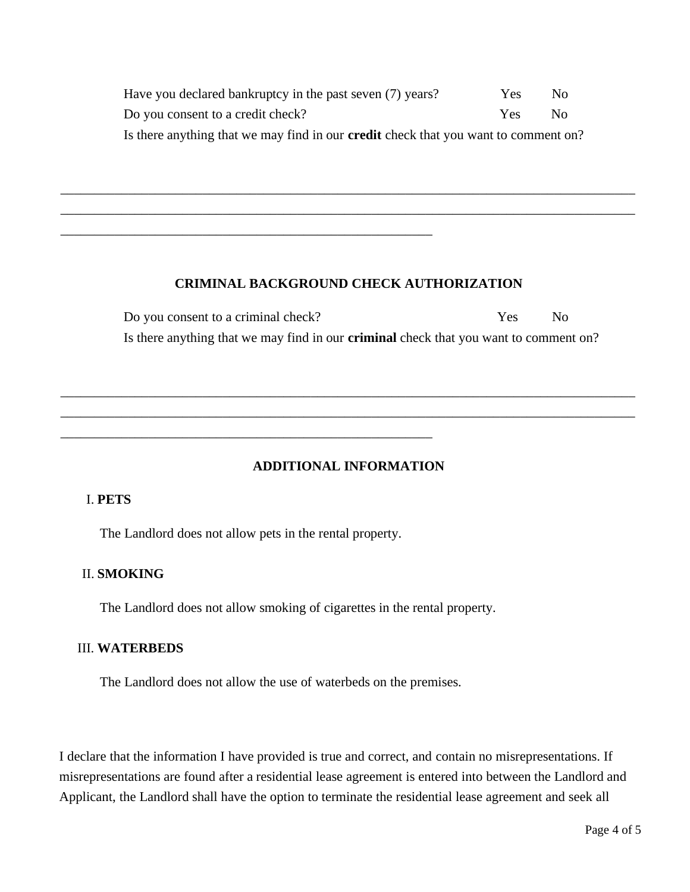Have you declared bankruptcy in the past seven (7) years? Yes No

Do you consent to a credit check? Yes No

Is there anything that we may find in our **credit** check that you want to comment on?

______________________________________________________________________________

______________________________________________________________________________

________________________________________________

## CRIMINAL BACKGROUND CHECK AUTHORIZATION

Do you consent to a criminal check? Yes No

Is there anything that we may find in our **criminal** check that you want to comment on?

______________________________________________________________________________

______________________________________________________________________________

________________________________________________

## ADDITIONAL INFORMATION

I. **PETS**

The Landlord does not allow pets in the rental property.

II. **SMOKING**

The Landlord does not allow smoking of cigarettes in the rental property.

III. **WATERBEDS**

The Landlord does not allow the use of waterbeds on the premises.

I declare that the information I have provided is true and correct, and contain no misrepresentations. If misrepresentations are found after a residential lease agreement is entered into between the Landlord and Applicant, the Landlord shall have the option to terminate the residential lease agreement and seek all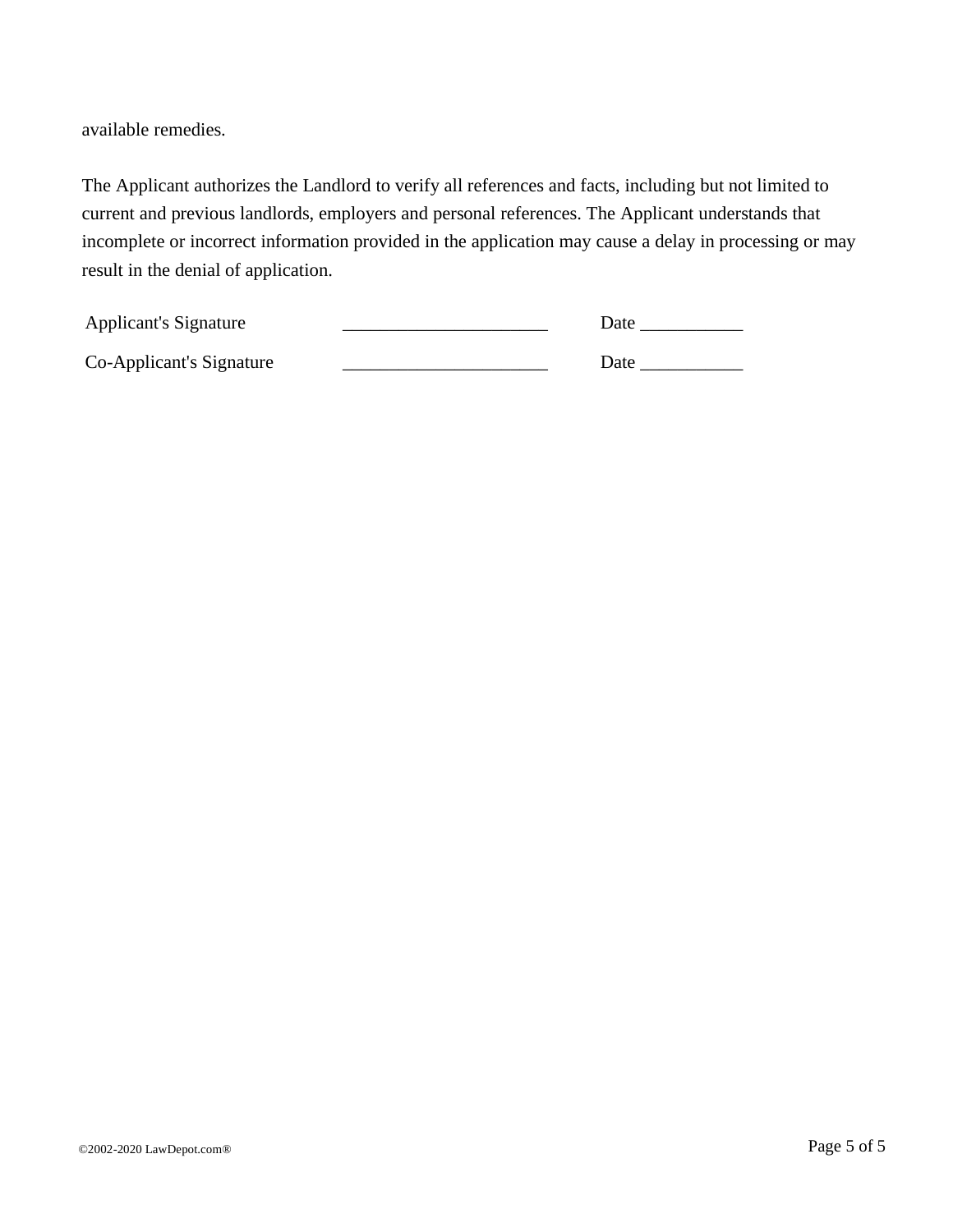available remedies.

The Applicant authorizes the Landlord to verify all references and facts, including but not limited to current and previous landlords, employers and personal references. The Applicant understands that incomplete or incorrect information provided in the application may cause a delay in processing or may result in the denial of application.

| | | |
|---|---|---|
| Applicant's Signature | ______________________ | Date ___________ |
| Co-Applicant's Signature | ______________________ | Date ___________ |

©2002-2020 LawDepot.com®